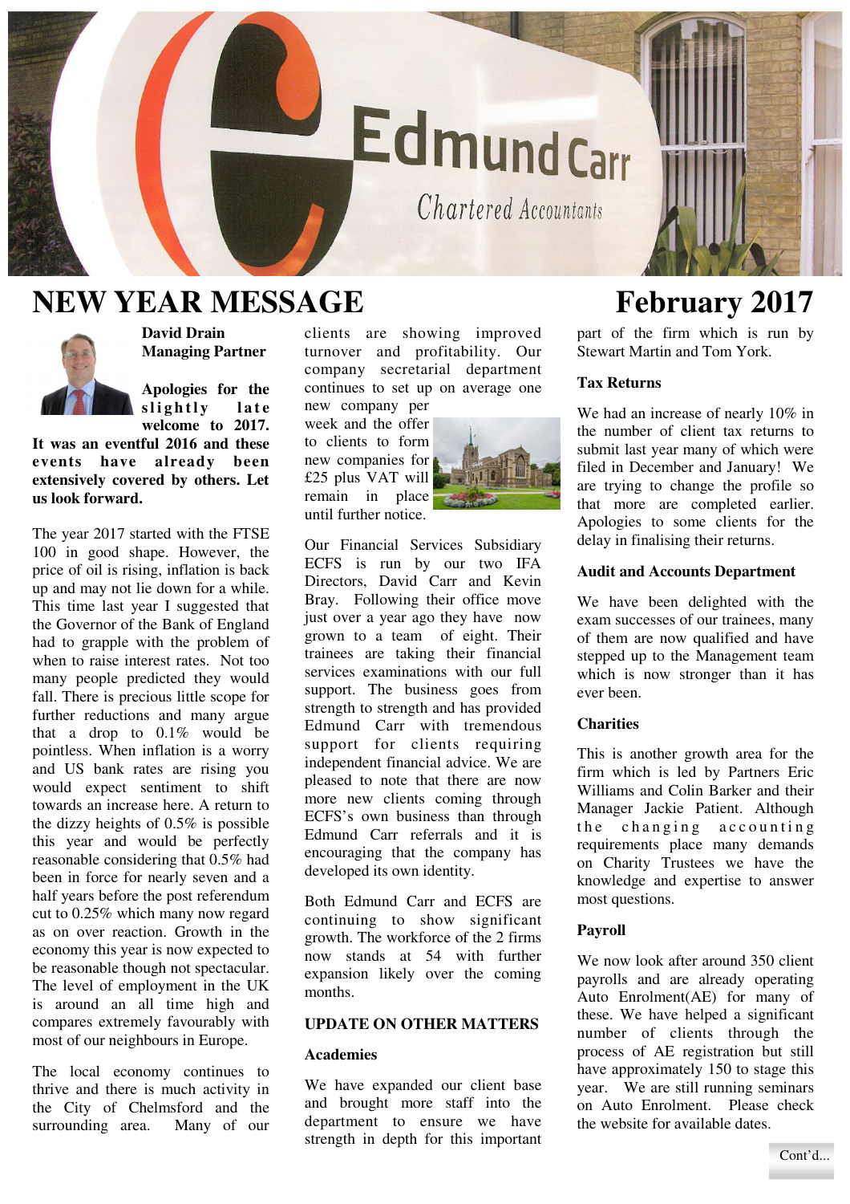# NEW YEAR MESSAGE

# February 2017

**David Drain**
**Managing Partner**

**Apologies for the slightly late welcome to 2017. It was an eventful 2016 and these events have already been extensively covered by others. Let us look forward.**

The year 2017 started with the FTSE 100 in good shape. However, the price of oil is rising, inflation is back up and may not lie down for a while. This time last year I suggested that the Governor of the Bank of England had to grapple with the problem of when to raise interest rates. Not too many people predicted they would fall. There is precious little scope for further reductions and many argue that a drop to 0.1% would be pointless. When inflation is a worry and US bank rates are rising you would expect sentiment to shift towards an increase here. A return to the dizzy heights of 0.5% is possible this year and would be perfectly reasonable considering that 0.5% had been in force for nearly seven and a half years before the post referendum cut to 0.25% which many now regard as on over reaction. Growth in the economy this year is now expected to be reasonable though not spectacular. The level of employment in the UK is around an all time high and compares extremely favourably with most of our neighbours in Europe.

The local economy continues to thrive and there is much activity in the City of Chelmsford and the surrounding area. Many of our clients are showing improved turnover and profitability. Our company secretarial department continues to set up on average one new company per week and the offer to clients to form new companies for £25 plus VAT will remain in place until further notice.

Our Financial Services Subsidiary ECFS is run by our two IFA Directors, David Carr and Kevin Bray. Following their office move just over a year ago they have now grown to a team of eight. Their trainees are taking their financial services examinations with our full support. The business goes from strength to strength and has provided Edmund Carr with tremendous support for clients requiring independent financial advice. We are pleased to note that there are now more new clients coming through ECFS's own business than through Edmund Carr referrals and it is encouraging that the company has developed its own identity.

Both Edmund Carr and ECFS are continuing to show significant growth. The workforce of the 2 firms now stands at 54 with further expansion likely over the coming months.

## UPDATE ON OTHER MATTERS

### Academies

We have expanded our client base and brought more staff into the department to ensure we have strength in depth for this important part of the firm which is run by Stewart Martin and Tom York.

### Tax Returns

We had an increase of nearly 10% in the number of client tax returns to submit last year many of which were filed in December and January! We are trying to change the profile so that more are completed earlier. Apologies to some clients for the delay in finalising their returns.

### Audit and Accounts Department

We have been delighted with the exam successes of our trainees, many of them are now qualified and have stepped up to the Management team which is now stronger than it has ever been.

### Charities

This is another growth area for the firm which is led by Partners Eric Williams and Colin Barker and their Manager Jackie Patient. Although the changing accounting requirements place many demands on Charity Trustees we have the knowledge and expertise to answer most questions.

### Payroll

We now look after around 350 client payrolls and are already operating Auto Enrolment(AE) for many of these. We have helped a significant number of clients through the process of AE registration but still have approximately 150 to stage this year. We are still running seminars on Auto Enrolment. Please check the website for available dates.

Cont'd...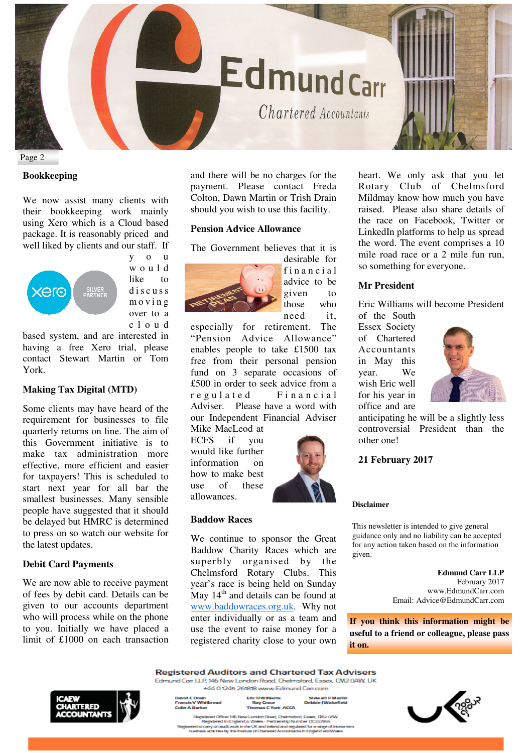## Bookkeeping

We now assist many clients with their bookkeeping work mainly using Xero which is a Cloud based package. It is reasonably priced and well liked by clients and our staff. If you would like to discuss moving over to a cloud based system, and are interested in having a free Xero trial, please contact Stewart Martin or Tom York.

## Making Tax Digital (MTD)

Some clients may have heard of the requirement for businesses to file quarterly returns on line. The aim of this Government initiative is to make tax administration more effective, more efficient and easier for taxpayers! This is scheduled to start next year for all bar the smallest businesses. Many sensible people have suggested that it should be delayed but HMRC is determined to press on so watch our website for the latest updates.

## Debit Card Payments

We are now able to receive payment of fees by debit card. Details can be given to our accounts department who will process while on the phone to you. Initially we have placed a limit of £1000 on each transaction and there will be no charges for the payment. Please contact Freda Colton, Dawn Martin or Trish Drain should you wish to use this facility.

## Pension Advice Allowance

The Government believes that it is desirable for financial advice to be given to those who need it, especially for retirement. The "Pension Advice Allowance" enables people to take £1500 tax free from their personal pension fund on 3 separate occasions of £500 in order to seek advice from a regulated Financial Adviser. Please have a word with our Independent Financial Adviser Mike MacLeod at ECFS if you would like further information on how to make best use of these allowances.

## Baddow Races

We continue to sponsor the Great Baddow Charity Races which are superbly organised by the Chelmsford Rotary Clubs. This year's race is being held on Sunday May 14th and details can be found at www.baddowraces.org.uk. Why not enter individually or as a team and use the event to raise money for a registered charity close to your heart. We only ask that you let Rotary Club of Chelmsford Mildmay know how much you have raised. Please also share details of the race on Facebook, Twitter or LinkedIn platforms to help us spread the word. The event comprises a 10 mile road race or a 2 mile fun run, so something for everyone.

## Mr President

Eric Williams will become President of the South Essex Society of Chartered Accountants in May this year. We wish Eric well for his year in office and are anticipating he will be a slightly less controversial President than the other one!

**21 February 2017**

### Disclaimer

This newsletter is intended to give general guidance only and no liability can be accepted for any action taken based on the information given.

**Edmund Carr LLP**
February 2017
www.EdmundCarr.com
Email: Advice@EdmundCarr.com

**If you think this information might be useful to a friend or colleague, please pass it on.**

**Registered Auditors and Chartered Tax Advisers**
Edmund Carr LLP, 146 New London Road, Chelmsford, Essex, CM2 0AW, UK
+44 0 1245 261818 www.EdmundCarr.com

David C Drain, Francis V Whitbread, Colin A Barker — Eric D Williams, Ray Crace, Thomas C York ACCA — Stewart P Martin, Debbie J Wakefield

Registered Office: 146 New London Road, Chelmsford, Essex, CM2 0AW
Registered in England & Wales - Partnership Number OC333966
Registered to carry on audit work in the UK and Ireland and regulated for a range of investment business activities by the Institute of Chartered Accountants in England and Wales